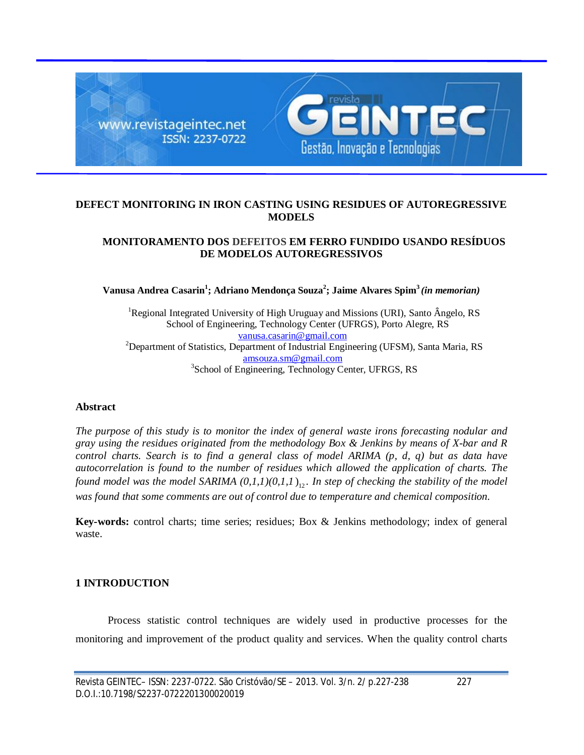# DEFECT MONITORING IN IRON CASTING USING RESIDUES OF AUTOREGRESSIVE MODELS

## MONITORAMENTO DOS DEFEITOS EM FERRO FUNDIDO USANDO RESÍDUOS DE MODELOS AUTOREGRESSIVOS

**Vanusa Andrea Casarin[1]; Adriano Mendonça Souza[2]; Jaime Alvares Spim[3]** ***(in memorian)***

[1]Regional Integrated University of High Uruguay and Missions (URI), Santo Ângelo, RS
School of Engineering, Technology Center (UFRGS), Porto Alegre, RS
vanusa.casarin@gmail.com
[2]Department of Statistics, Department of Industrial Engineering (UFSM), Santa Maria, RS
amsouza.sm@gmail.com
[3]School of Engineering, Technology Center, UFRGS, RS

### Abstract

*The purpose of this study is to monitor the index of general waste irons forecasting nodular and gray using the residues originated from the methodology Box & Jenkins by means of X-bar and R control charts. Search is to find a general class of model ARIMA (p, d, q) but as data have autocorrelation is found to the number of residues which allowed the application of charts. The found model was the model SARIMA $(0,1,1)(0,1,1)_{12}$. In step of checking the stability of the model was found that some comments are out of control due to temperature and chemical composition.*

**Key-words:** control charts; time series; residues; Box & Jenkins methodology; index of general waste.

## 1 INTRODUCTION

Process statistic control techniques are widely used in productive processes for the monitoring and improvement of the product quality and services. When the quality control charts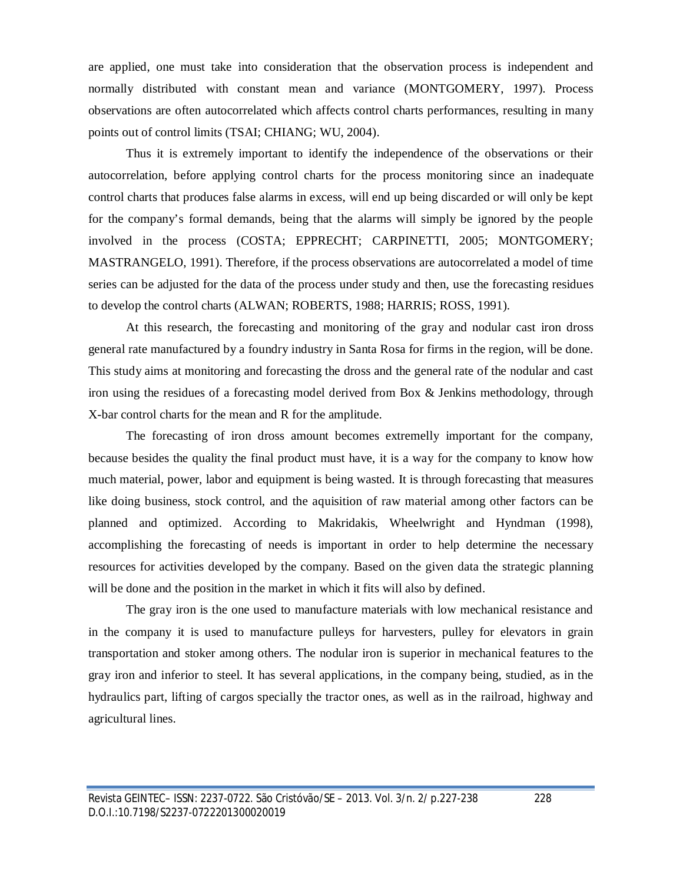are applied, one must take into consideration that the observation process is independent and normally distributed with constant mean and variance (MONTGOMERY, 1997). Process observations are often autocorrelated which affects control charts performances, resulting in many points out of control limits (TSAI; CHIANG; WU, 2004).

Thus it is extremely important to identify the independence of the observations or their autocorrelation, before applying control charts for the process monitoring since an inadequate control charts that produces false alarms in excess, will end up being discarded or will only be kept for the company's formal demands, being that the alarms will simply be ignored by the people involved in the process (COSTA; EPPRECHT; CARPINETTI, 2005; MONTGOMERY; MASTRANGELO, 1991). Therefore, if the process observations are autocorrelated a model of time series can be adjusted for the data of the process under study and then, use the forecasting residues to develop the control charts (ALWAN; ROBERTS, 1988; HARRIS; ROSS, 1991).

At this research, the forecasting and monitoring of the gray and nodular cast iron dross general rate manufactured by a foundry industry in Santa Rosa for firms in the region, will be done. This study aims at monitoring and forecasting the dross and the general rate of the nodular and cast iron using the residues of a forecasting model derived from Box & Jenkins methodology, through X-bar control charts for the mean and R for the amplitude.

The forecasting of iron dross amount becomes extremelly important for the company, because besides the quality the final product must have, it is a way for the company to know how much material, power, labor and equipment is being wasted. It is through forecasting that measures like doing business, stock control, and the aquisition of raw material among other factors can be planned and optimized. According to Makridakis, Wheelwright and Hyndman (1998), accomplishing the forecasting of needs is important in order to help determine the necessary resources for activities developed by the company. Based on the given data the strategic planning will be done and the position in the market in which it fits will also by defined.

The gray iron is the one used to manufacture materials with low mechanical resistance and in the company it is used to manufacture pulleys for harvesters, pulley for elevators in grain transportation and stoker among others. The nodular iron is superior in mechanical features to the gray iron and inferior to steel. It has several applications, in the company being, studied, as in the hydraulics part, lifting of cargos specially the tractor ones, as well as in the railroad, highway and agricultural lines.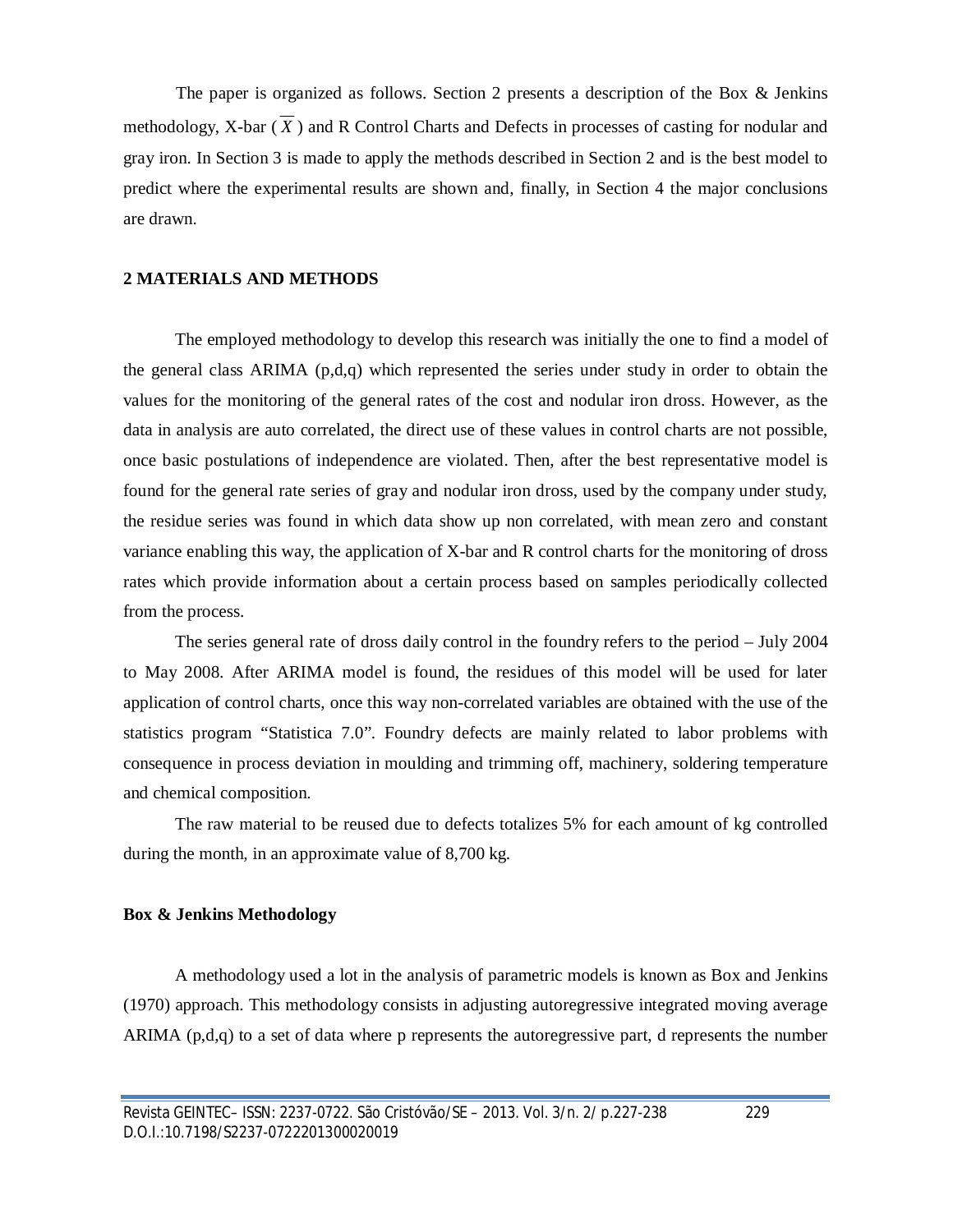The paper is organized as follows. Section 2 presents a description of the Box & Jenkins methodology, X-bar ($\overline{X}$) and R Control Charts and Defects in processes of casting for nodular and gray iron. In Section 3 is made to apply the methods described in Section 2 and is the best model to predict where the experimental results are shown and, finally, in Section 4 the major conclusions are drawn.

## 2 MATERIALS AND METHODS

The employed methodology to develop this research was initially the one to find a model of the general class ARIMA (p,d,q) which represented the series under study in order to obtain the values for the monitoring of the general rates of the cost and nodular iron dross. However, as the data in analysis are auto correlated, the direct use of these values in control charts are not possible, once basic postulations of independence are violated. Then, after the best representative model is found for the general rate series of gray and nodular iron dross, used by the company under study, the residue series was found in which data show up non correlated, with mean zero and constant variance enabling this way, the application of X-bar and R control charts for the monitoring of dross rates which provide information about a certain process based on samples periodically collected from the process.

The series general rate of dross daily control in the foundry refers to the period – July 2004 to May 2008. After ARIMA model is found, the residues of this model will be used for later application of control charts, once this way non-correlated variables are obtained with the use of the statistics program "Statistica 7.0". Foundry defects are mainly related to labor problems with consequence in process deviation in moulding and trimming off, machinery, soldering temperature and chemical composition.

The raw material to be reused due to defects totalizes 5% for each amount of kg controlled during the month, in an approximate value of 8,700 kg.

### Box & Jenkins Methodology

A methodology used a lot in the analysis of parametric models is known as Box and Jenkins (1970) approach. This methodology consists in adjusting autoregressive integrated moving average ARIMA (p,d,q) to a set of data where p represents the autoregressive part, d represents the number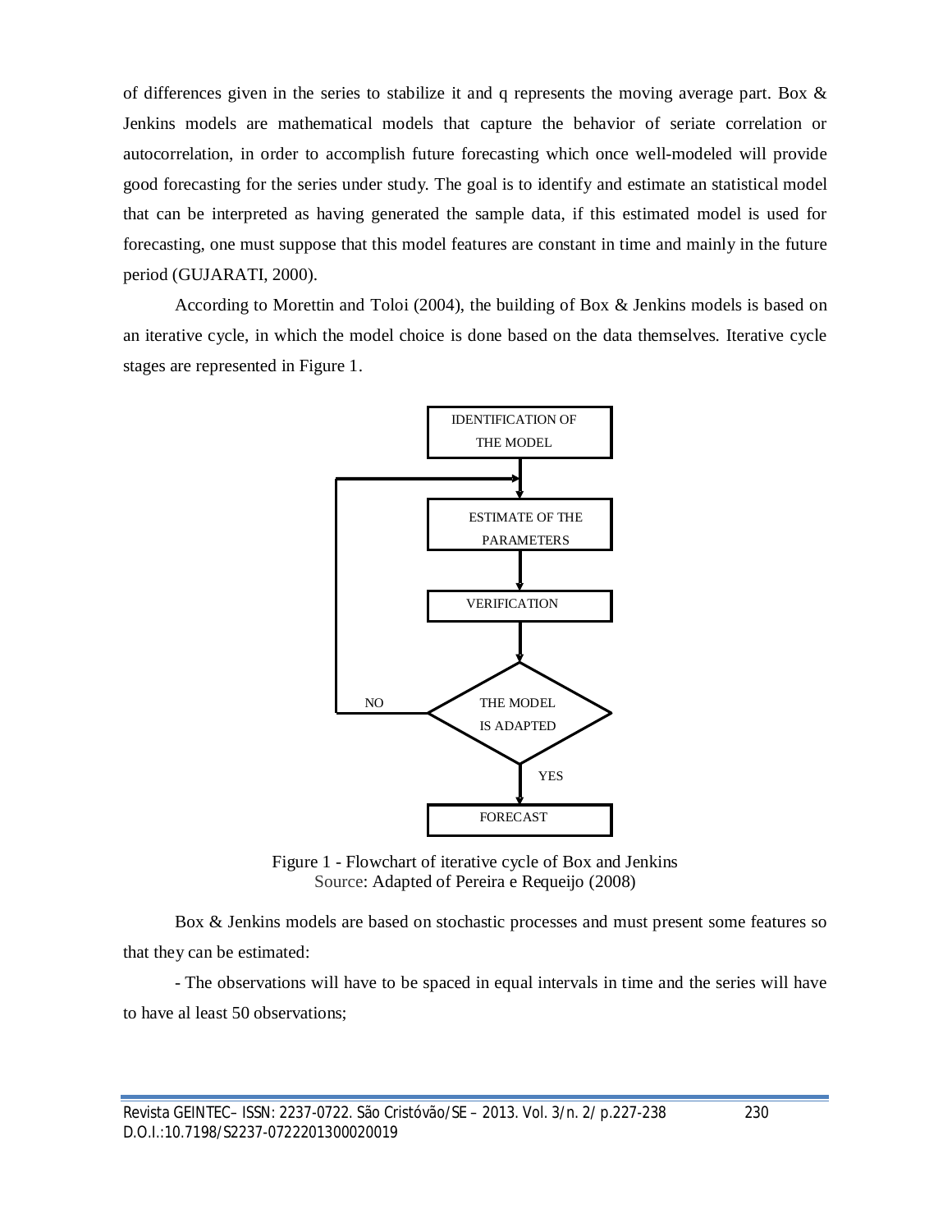of differences given in the series to stabilize it and q represents the moving average part. Box & Jenkins models are mathematical models that capture the behavior of seriate correlation or autocorrelation, in order to accomplish future forecasting which once well-modeled will provide good forecasting for the series under study. The goal is to identify and estimate an statistical model that can be interpreted as having generated the sample data, if this estimated model is used for forecasting, one must suppose that this model features are constant in time and mainly in the future period (GUJARATI, 2000).

According to Morettin and Toloi (2004), the building of Box & Jenkins models is based on an iterative cycle, in which the model choice is done based on the data themselves. Iterative cycle stages are represented in Figure 1.

IDENTIFICATION OF THE MODEL

ESTIMATE OF THE PARAMETERS

VERIFICATION

THE MODEL IS ADAPTED

NO

YES

FORECAST

Figure 1 - Flowchart of iterative cycle of Box and Jenkins
Source: Adapted of Pereira e Requeijo (2008)

Box & Jenkins models are based on stochastic processes and must present some features so that they can be estimated:

- The observations will have to be spaced in equal intervals in time and the series will have to have al least 50 observations;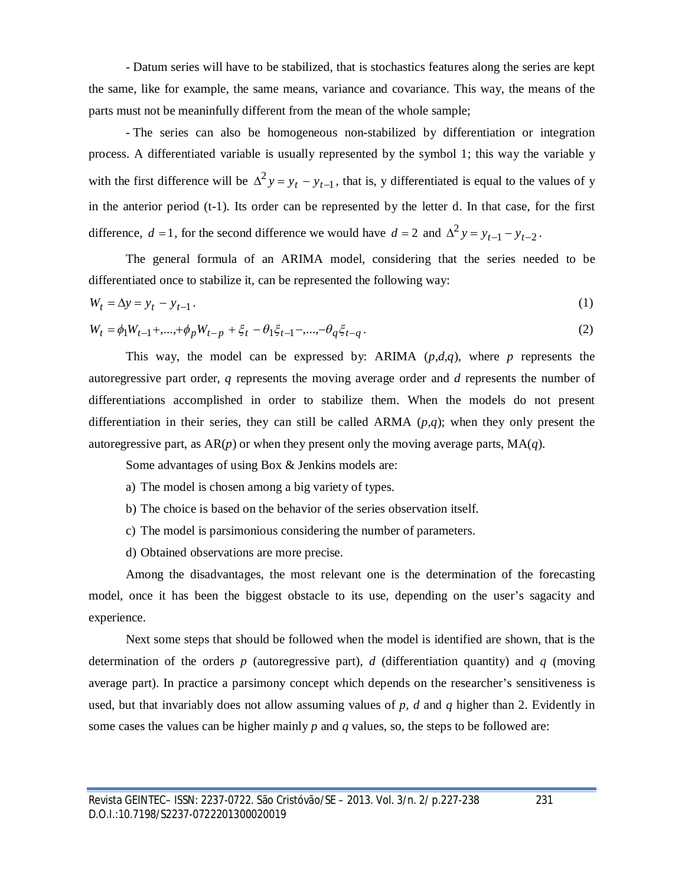- Datum series will have to be stabilized, that is stochastics features along the series are kept the same, like for example, the same means, variance and covariance. This way, the means of the parts must not be meaninfully different from the mean of the whole sample;

- The series can also be homogeneous non-stabilized by differentiation or integration process. A differentiated variable is usually represented by the symbol 1; this way the variable y with the first difference will be $\Delta^2 y = y_t - y_{t-1}$, that is, y differentiated is equal to the values of y in the anterior period (t-1). Its order can be represented by the letter d. In that case, for the first difference, $d = 1$, for the second difference we would have $d = 2$ and $\Delta^2 y = y_{t-1} - y_{t-2}$.

The general formula of an ARIMA model, considering that the series needed to be differentiated once to stabilize it, can be represented the following way:

$$W_t = \Delta y = y_t - y_{t-1}. \tag{1}$$

$$W_t = \phi_1 W_{t-1} +,...,+ \phi_p W_{t-p} + \xi_t - \theta_1 \xi_{t-1} -,...,- \theta_q \xi_{t-q}. \tag{2}$$

This way, the model can be expressed by: ARIMA (*p*,*d*,*q*), where *p* represents the autoregressive part order, *q* represents the moving average order and *d* represents the number of differentiations accomplished in order to stabilize them. When the models do not present differentiation in their series, they can still be called ARMA (*p*,*q*); when they only present the autoregressive part, as AR(*p*) or when they present only the moving average parts, MA(*q*).

Some advantages of using Box & Jenkins models are:

a) The model is chosen among a big variety of types.

b) The choice is based on the behavior of the series observation itself.

c) The model is parsimonious considering the number of parameters.

d) Obtained observations are more precise.

Among the disadvantages, the most relevant one is the determination of the forecasting model, once it has been the biggest obstacle to its use, depending on the user's sagacity and experience.

Next some steps that should be followed when the model is identified are shown, that is the determination of the orders *p* (autoregressive part), *d* (differentiation quantity) and *q* (moving average part). In practice a parsimony concept which depends on the researcher's sensitiveness is used, but that invariably does not allow assuming values of *p, d* and *q* higher than 2. Evidently in some cases the values can be higher mainly *p* and *q* values, so, the steps to be followed are: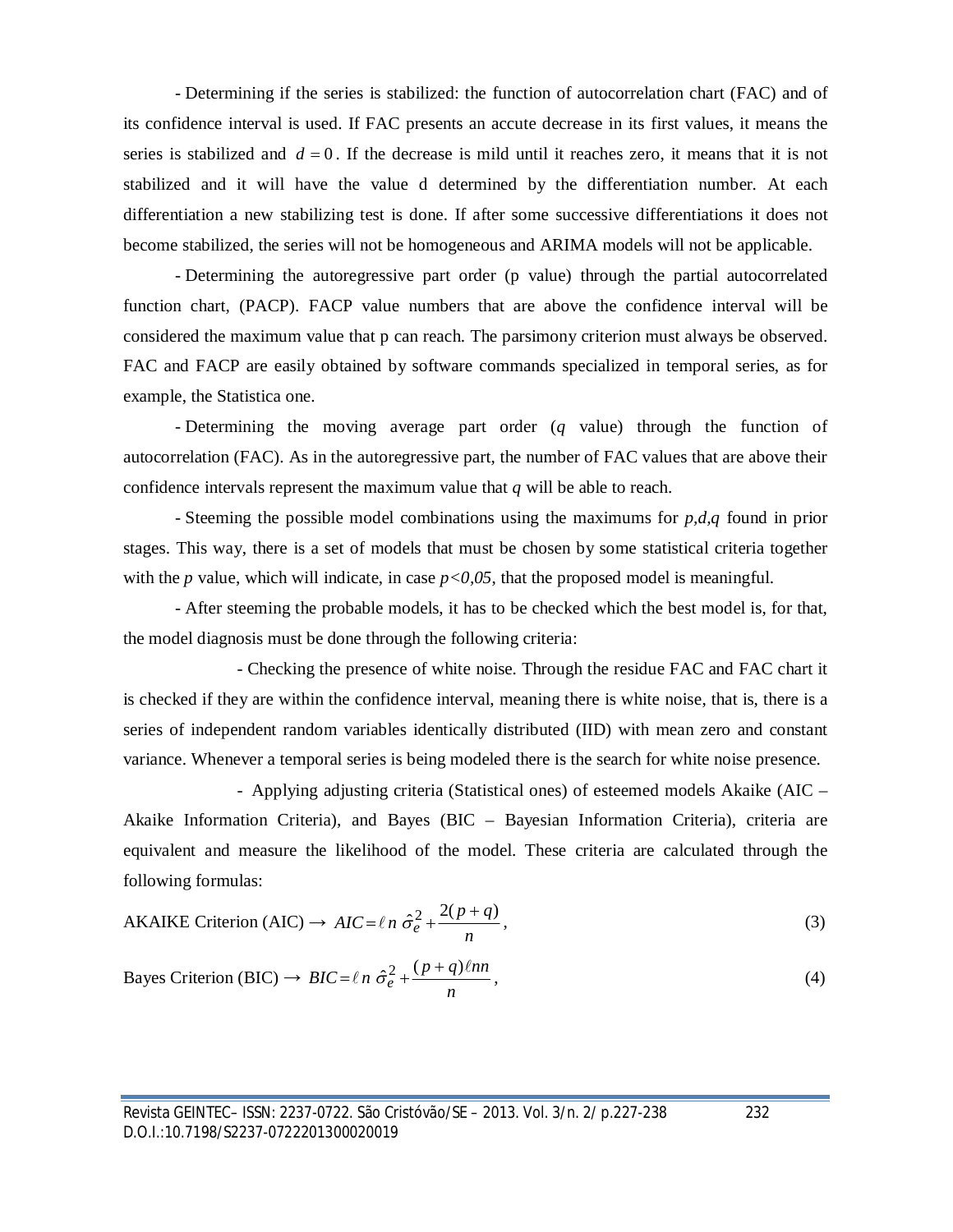- Determining if the series is stabilized: the function of autocorrelation chart (FAC) and of its confidence interval is used. If FAC presents an accute decrease in its first values, it means the series is stabilized and $d = 0$. If the decrease is mild until it reaches zero, it means that it is not stabilized and it will have the value d determined by the differentiation number. At each differentiation a new stabilizing test is done. If after some successive differentiations it does not become stabilized, the series will not be homogeneous and ARIMA models will not be applicable.

- Determining the autoregressive part order (p value) through the partial autocorrelated function chart, (PACP). FACP value numbers that are above the confidence interval will be considered the maximum value that p can reach. The parsimony criterion must always be observed. FAC and FACP are easily obtained by software commands specialized in temporal series, as for example, the Statistica one.

- Determining the moving average part order ($q$ value) through the function of autocorrelation (FAC). As in the autoregressive part, the number of FAC values that are above their confidence intervals represent the maximum value that $q$ will be able to reach.

- Steeming the possible model combinations using the maximums for $p,d,q$ found in prior stages. This way, there is a set of models that must be chosen by some statistical criteria together with the $p$ value, which will indicate, in case $p<0,05$, that the proposed model is meaningful.

- After steeming the probable models, it has to be checked which the best model is, for that, the model diagnosis must be done through the following criteria:

- Checking the presence of white noise. Through the residue FAC and FAC chart it is checked if they are within the confidence interval, meaning there is white noise, that is, there is a series of independent random variables identically distributed (IID) with mean zero and constant variance. Whenever a temporal series is being modeled there is the search for white noise presence.

- Applying adjusting criteria (Statistical ones) of esteemed models Akaike (AIC – Akaike Information Criteria), and Bayes (BIC – Bayesian Information Criteria), criteria are equivalent and measure the likelihood of the model. These criteria are calculated through the following formulas:

AKAIKE Criterion (AIC) → $$AIC = \ell n\, \hat{\sigma}_e^2 + \frac{2(p+q)}{n}, \tag{3}$$

Bayes Criterion (BIC) → $$BIC = \ell n\, \hat{\sigma}_e^2 + \frac{(p+q)\ell nn}{n}, \tag{4}$$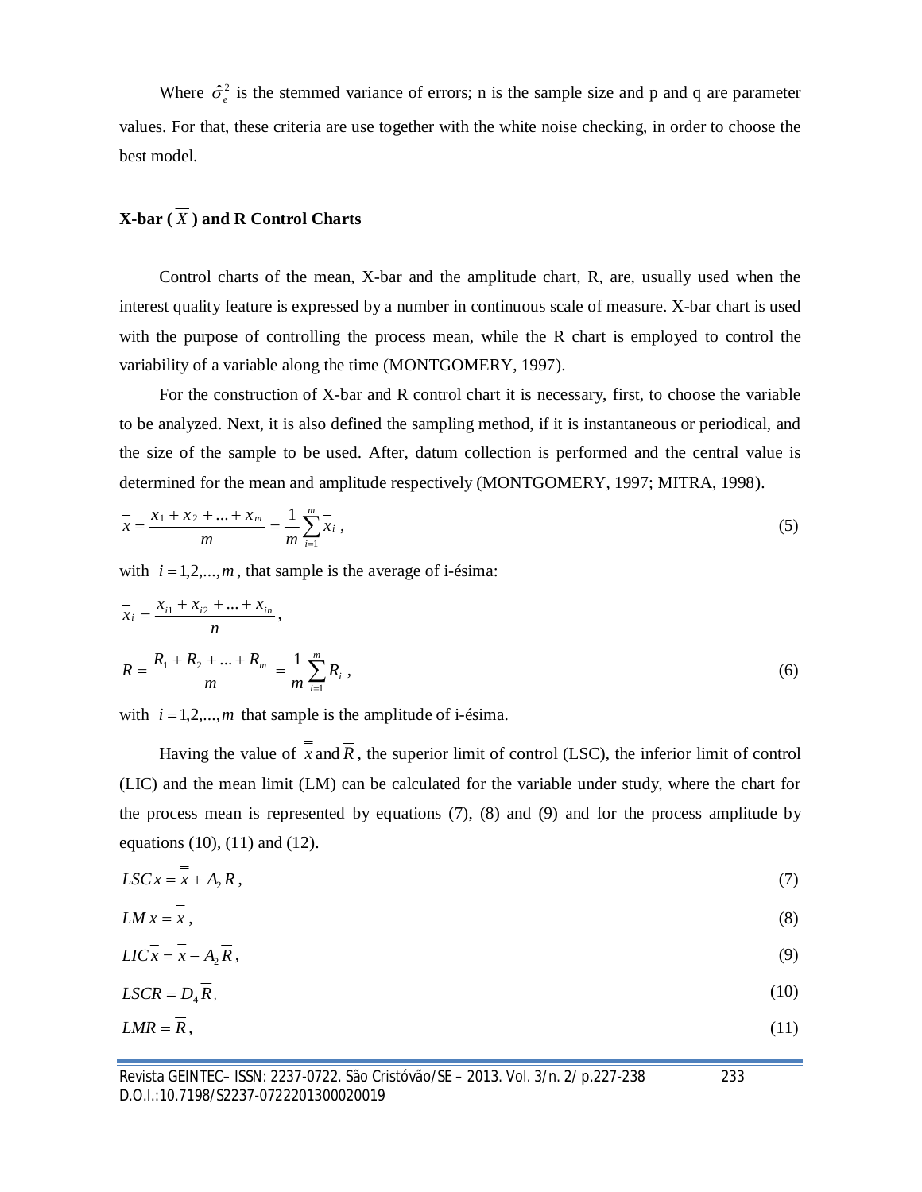Where $\hat{\sigma}_e^2$ is the stemmed variance of errors; n is the sample size and p and q are parameter values. For that, these criteria are use together with the white noise checking, in order to choose the best model.

### X-bar ( $\overline{X}$ ) and R Control Charts

Control charts of the mean, X-bar and the amplitude chart, R, are, usually used when the interest quality feature is expressed by a number in continuous scale of measure. X-bar chart is used with the purpose of controlling the process mean, while the R chart is employed to control the variability of a variable along the time (MONTGOMERY, 1997).

For the construction of X-bar and R control chart it is necessary, first, to choose the variable to be analyzed. Next, it is also defined the sampling method, if it is instantaneous or periodical, and the size of the sample to be used. After, datum collection is performed and the central value is determined for the mean and amplitude respectively (MONTGOMERY, 1997; MITRA, 1998).

$$\overline{\overline{x}} = \frac{\overline{x}_1 + \overline{x}_2 + ... + \overline{x}_m}{m} = \frac{1}{m}\sum_{i=1}^{m}\overline{x}_i \ , \tag{5}$$

with $i = 1,2,...,m$, that sample is the average of i-ésima:

$$\overline{x}_i = \frac{x_{i1} + x_{i2} + ... + x_{in}}{n},$$

$$\overline{R} = \frac{R_1 + R_2 + ... + R_m}{m} = \frac{1}{m}\sum_{i=1}^{m} R_i \ , \tag{6}$$

with $i = 1,2,...,m$ that sample is the amplitude of i-ésima.

Having the value of $\overline{\overline{x}}$ and $\overline{R}$, the superior limit of control (LSC), the inferior limit of control (LIC) and the mean limit (LM) can be calculated for the variable under study, where the chart for the process mean is represented by equations (7), (8) and (9) and for the process amplitude by equations (10), (11) and (12).

$$LSC\overline{x} = \overline{\overline{x}} + A_2\overline{R}, \tag{7}$$

$$LM\overline{x} = \overline{\overline{x}}, \tag{8}$$

$$LIC\overline{x} = \overline{\overline{x}} - A_2\overline{R}, \tag{9}$$

$$LSCR = D_4\overline{R}, \tag{10}$$

$$LMR = \overline{R}, \tag{11}$$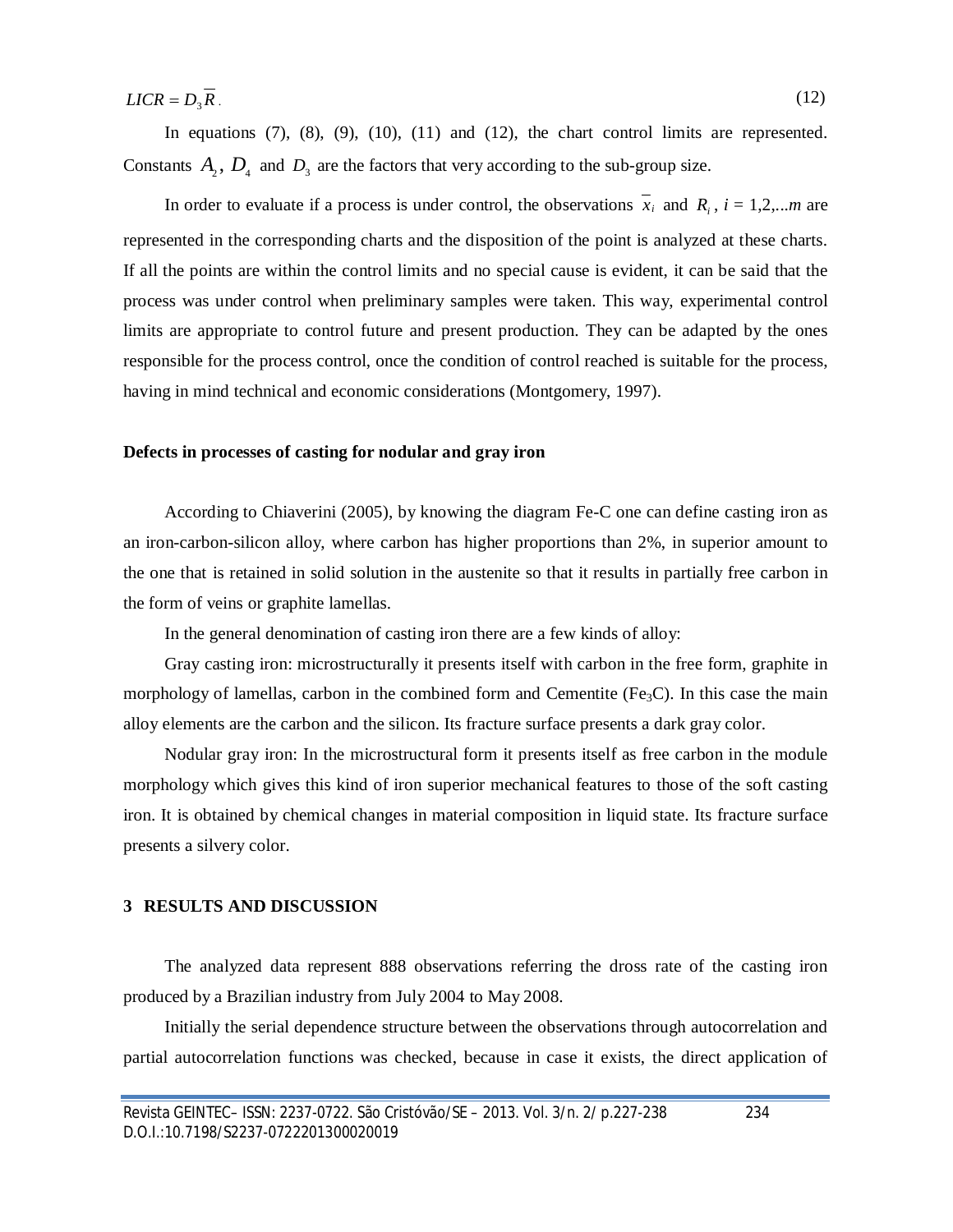$$LICR = D_3 \overline{R} \,. \tag{12}$$

In equations (7), (8), (9), (10), (11) and (12), the chart control limits are represented. Constants $A_2$, $D_4$ and $D_3$ are the factors that very according to the sub-group size.

In order to evaluate if a process is under control, the observations $\overline{x}_i$ and $R_i$, $i$ = 1,2,...$m$ are represented in the corresponding charts and the disposition of the point is analyzed at these charts. If all the points are within the control limits and no special cause is evident, it can be said that the process was under control when preliminary samples were taken. This way, experimental control limits are appropriate to control future and present production. They can be adapted by the ones responsible for the process control, once the condition of control reached is suitable for the process, having in mind technical and economic considerations (Montgomery, 1997).

**Defects in processes of casting for nodular and gray iron**

According to Chiaverini (2005), by knowing the diagram Fe-C one can define casting iron as an iron-carbon-silicon alloy, where carbon has higher proportions than 2%, in superior amount to the one that is retained in solid solution in the austenite so that it results in partially free carbon in the form of veins or graphite lamellas.

In the general denomination of casting iron there are a few kinds of alloy:

Gray casting iron: microstructurally it presents itself with carbon in the free form, graphite in morphology of lamellas, carbon in the combined form and Cementite ($Fe_3C$). In this case the main alloy elements are the carbon and the silicon. Its fracture surface presents a dark gray color.

Nodular gray iron: In the microstructural form it presents itself as free carbon in the module morphology which gives this kind of iron superior mechanical features to those of the soft casting iron. It is obtained by chemical changes in material composition in liquid state. Its fracture surface presents a silvery color.

## 3 RESULTS AND DISCUSSION

The analyzed data represent 888 observations referring the dross rate of the casting iron produced by a Brazilian industry from July 2004 to May 2008.

Initially the serial dependence structure between the observations through autocorrelation and partial autocorrelation functions was checked, because in case it exists, the direct application of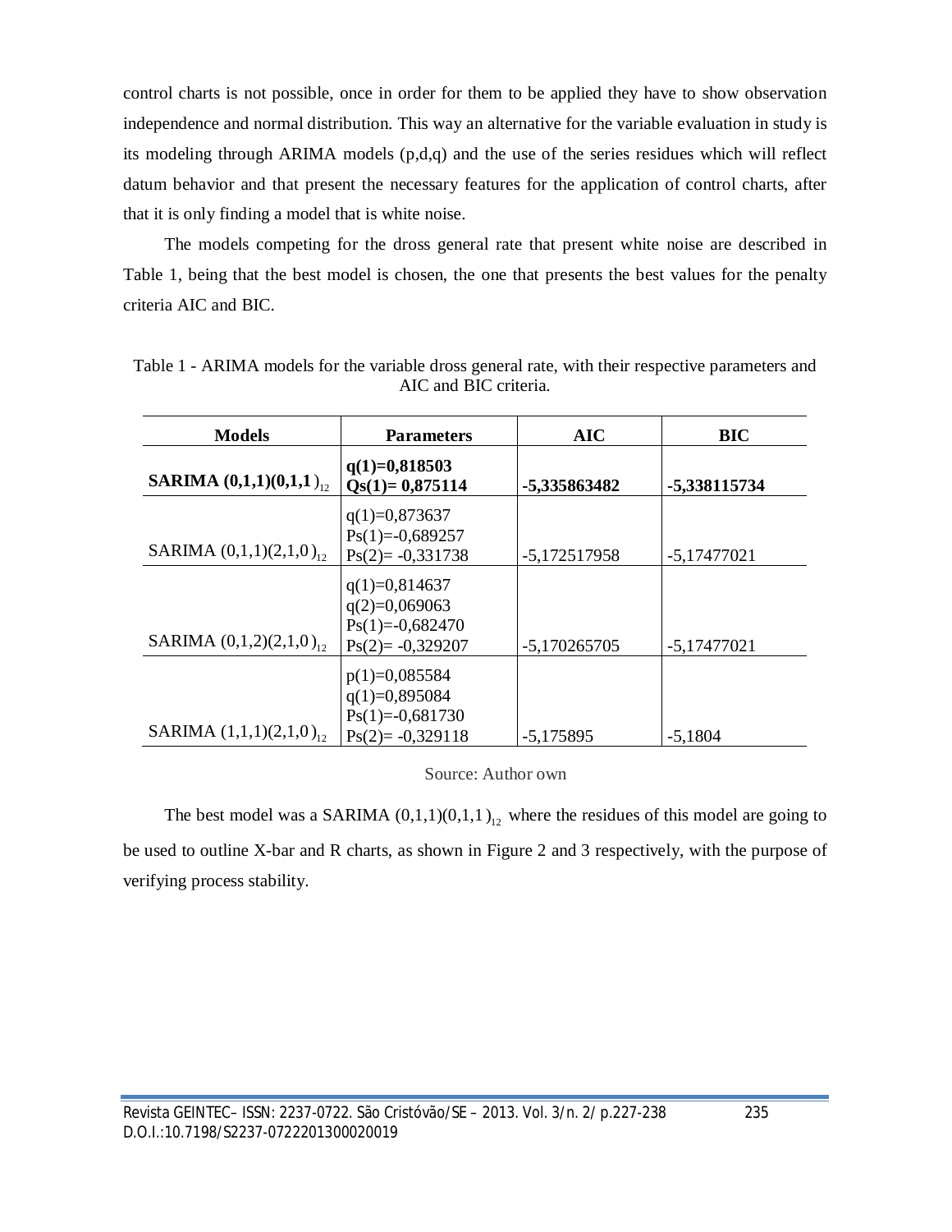control charts is not possible, once in order for them to be applied they have to show observation independence and normal distribution. This way an alternative for the variable evaluation in study is its modeling through ARIMA models (p,d,q) and the use of the series residues which will reflect datum behavior and that present the necessary features for the application of control charts, after that it is only finding a model that is white noise.

The models competing for the dross general rate that present white noise are described in Table 1, being that the best model is chosen, the one that presents the best values for the penalty criteria AIC and BIC.

Table 1 - ARIMA models for the variable dross general rate, with their respective parameters and AIC and BIC criteria.

| Models | Parameters | AIC | BIC |
|---|---|---|---|
| **SARIMA $(0,1,1)(0,1,1)_{12}$** | **q(1)=0,818503**<br>**Qs(1)= 0,875114** | **-5,335863482** | **-5,338115734** |
| SARIMA $(0,1,1)(2,1,0)_{12}$ | q(1)=0,873637<br>Ps(1)=-0,689257<br>Ps(2)= -0,331738 | -5,172517958 | -5,17477021 |
| SARIMA $(0,1,2)(2,1,0)_{12}$ | q(1)=0,814637<br>q(2)=0,069063<br>Ps(1)=-0,682470<br>Ps(2)= -0,329207 | -5,170265705 | -5,17477021 |
| SARIMA $(1,1,1)(2,1,0)_{12}$ | p(1)=0,085584<br>q(1)=0,895084<br>Ps(1)=-0,681730<br>Ps(2)= -0,329118 | -5,175895 | -5,1804 |

Source: Author own

The best model was a SARIMA $(0,1,1)(0,1,1)_{12}$ where the residues of this model are going to be used to outline X-bar and R charts, as shown in Figure 2 and 3 respectively, with the purpose of verifying process stability.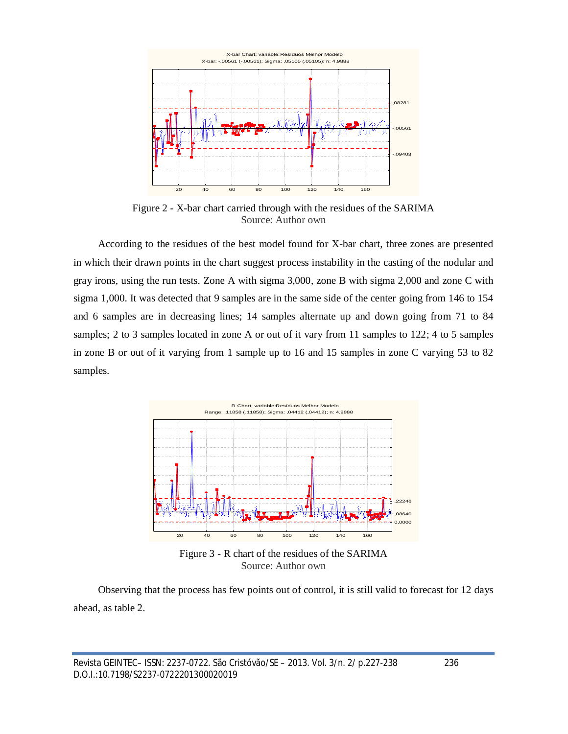Figure 2 - X-bar chart carried through with the residues of the SARIMA
Source: Author own

According to the residues of the best model found for X-bar chart, three zones are presented in which their drawn points in the chart suggest process instability in the casting of the nodular and gray irons, using the run tests. Zone A with sigma 3,000, zone B with sigma 2,000 and zone C with sigma 1,000. It was detected that 9 samples are in the same side of the center going from 146 to 154 and 6 samples are in decreasing lines; 14 samples alternate up and down going from 71 to 84 samples; 2 to 3 samples located in zone A or out of it vary from 11 samples to 122; 4 to 5 samples in zone B or out of it varying from 1 sample up to 16 and 15 samples in zone C varying 53 to 82 samples.

Figure 3 - R chart of the residues of the SARIMA
Source: Author own

Observing that the process has few points out of control, it is still valid to forecast for 12 days ahead, as table 2.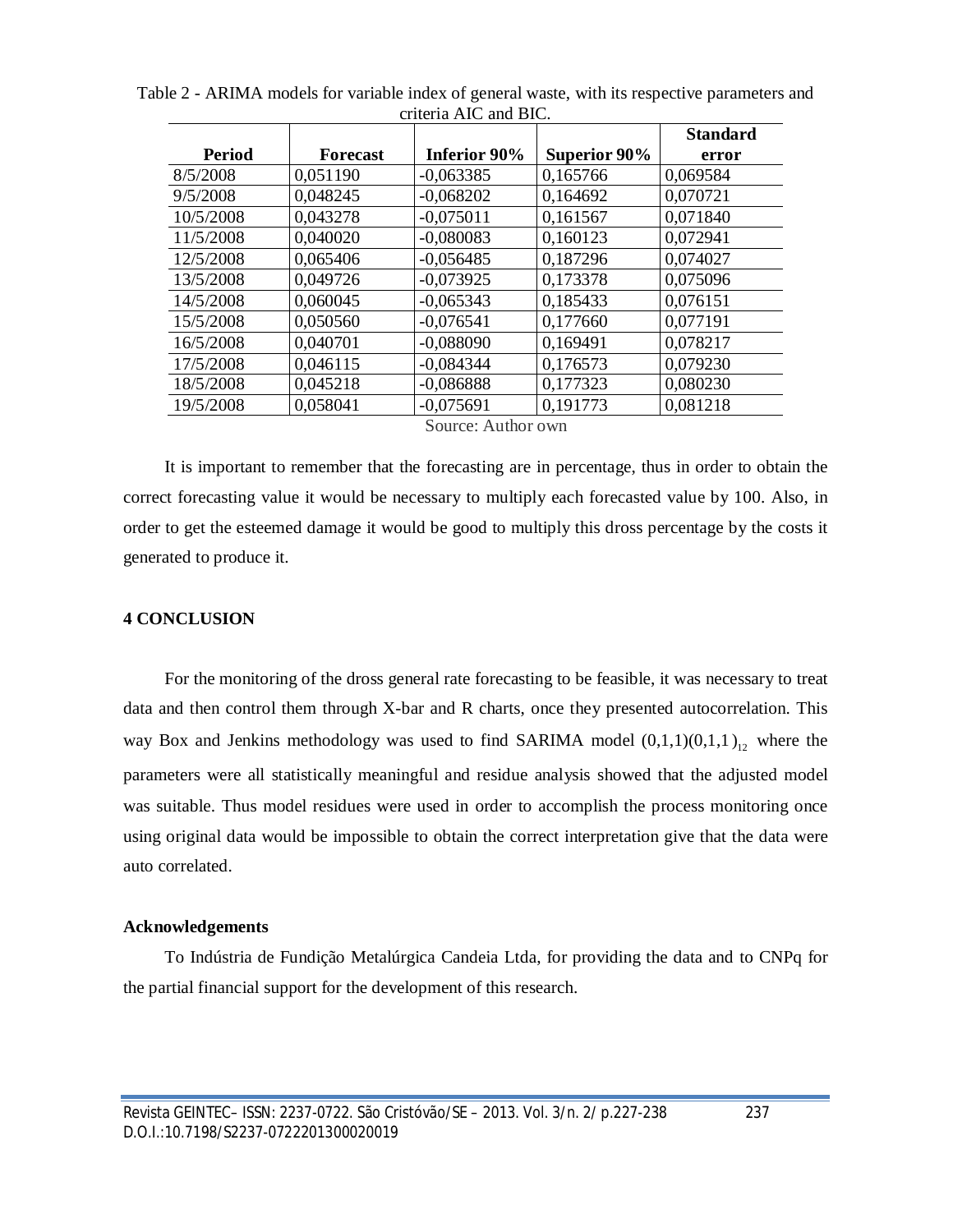Table 2 - ARIMA models for variable index of general waste, with its respective parameters and criteria AIC and BIC.

| Period | Forecast | Inferior 90% | Superior 90% | Standard error |
|---|---|---|---|---|
| 8/5/2008 | 0,051190 | -0,063385 | 0,165766 | 0,069584 |
| 9/5/2008 | 0,048245 | -0,068202 | 0,164692 | 0,070721 |
| 10/5/2008 | 0,043278 | -0,075011 | 0,161567 | 0,071840 |
| 11/5/2008 | 0,040020 | -0,080083 | 0,160123 | 0,072941 |
| 12/5/2008 | 0,065406 | -0,056485 | 0,187296 | 0,074027 |
| 13/5/2008 | 0,049726 | -0,073925 | 0,173378 | 0,075096 |
| 14/5/2008 | 0,060045 | -0,065343 | 0,185433 | 0,076151 |
| 15/5/2008 | 0,050560 | -0,076541 | 0,177660 | 0,077191 |
| 16/5/2008 | 0,040701 | -0,088090 | 0,169491 | 0,078217 |
| 17/5/2008 | 0,046115 | -0,084344 | 0,176573 | 0,079230 |
| 18/5/2008 | 0,045218 | -0,086888 | 0,177323 | 0,080230 |
| 19/5/2008 | 0,058041 | -0,075691 | 0,191773 | 0,081218 |

Source: Author own

It is important to remember that the forecasting are in percentage, thus in order to obtain the correct forecasting value it would be necessary to multiply each forecasted value by 100. Also, in order to get the esteemed damage it would be good to multiply this dross percentage by the costs it generated to produce it.

## 4 CONCLUSION

For the monitoring of the dross general rate forecasting to be feasible, it was necessary to treat data and then control them through X-bar and R charts, once they presented autocorrelation. This way Box and Jenkins methodology was used to find SARIMA model $(0,1,1)(0,1,1)_{12}$ where the parameters were all statistically meaningful and residue analysis showed that the adjusted model was suitable. Thus model residues were used in order to accomplish the process monitoring once using original data would be impossible to obtain the correct interpretation give that the data were auto correlated.

### Acknowledgements

To Indústria de Fundição Metalúrgica Candeia Ltda, for providing the data and to CNPq for the partial financial support for the development of this research.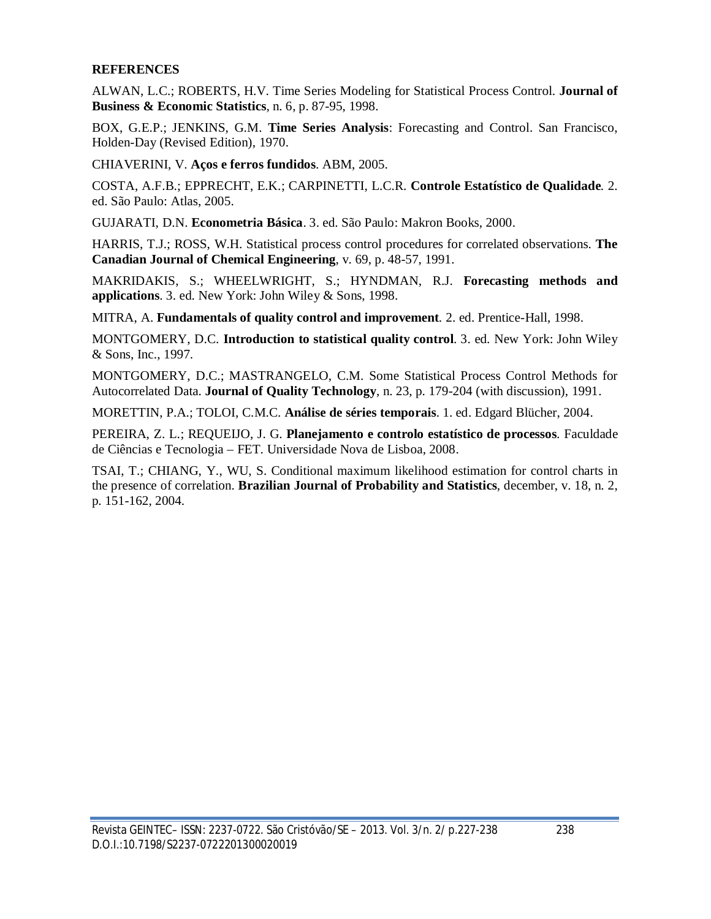## REFERENCES

ALWAN, L.C.; ROBERTS, H.V. Time Series Modeling for Statistical Process Control. **Journal of Business & Economic Statistics**, n. 6, p. 87-95, 1998.

BOX, G.E.P.; JENKINS, G.M. **Time Series Analysis**: Forecasting and Control. San Francisco, Holden-Day (Revised Edition), 1970.

CHIAVERINI, V. **Aços e ferros fundidos**. ABM, 2005.

COSTA, A.F.B.; EPPRECHT, E.K.; CARPINETTI, L.C.R. **Controle Estatístico de Qualidade**. 2. ed. São Paulo: Atlas, 2005.

GUJARATI, D.N. **Econometria Básica**. 3. ed. São Paulo: Makron Books, 2000.

HARRIS, T.J.; ROSS, W.H. Statistical process control procedures for correlated observations. **The Canadian Journal of Chemical Engineering**, v. 69, p. 48-57, 1991.

MAKRIDAKIS, S.; WHEELWRIGHT, S.; HYNDMAN, R.J. **Forecasting methods and applications**. 3. ed. New York: John Wiley & Sons, 1998.

MITRA, A. **Fundamentals of quality control and improvement**. 2. ed. Prentice-Hall, 1998.

MONTGOMERY, D.C. **Introduction to statistical quality control**. 3. ed. New York: John Wiley & Sons, Inc., 1997.

MONTGOMERY, D.C.; MASTRANGELO, C.M. Some Statistical Process Control Methods for Autocorrelated Data. **Journal of Quality Technology**, n. 23, p. 179-204 (with discussion), 1991.

MORETTIN, P.A.; TOLOI, C.M.C. **Análise de séries temporais**. 1. ed. Edgard Blücher, 2004.

PEREIRA, Z. L.; REQUEIJO, J. G. **Planejamento e controlo estatístico de processos**. Faculdade de Ciências e Tecnologia – FET. Universidade Nova de Lisboa, 2008.

TSAI, T.; CHIANG, Y., WU, S. Conditional maximum likelihood estimation for control charts in the presence of correlation. **Brazilian Journal of Probability and Statistics**, december, v. 18, n. 2, p. 151-162, 2004.